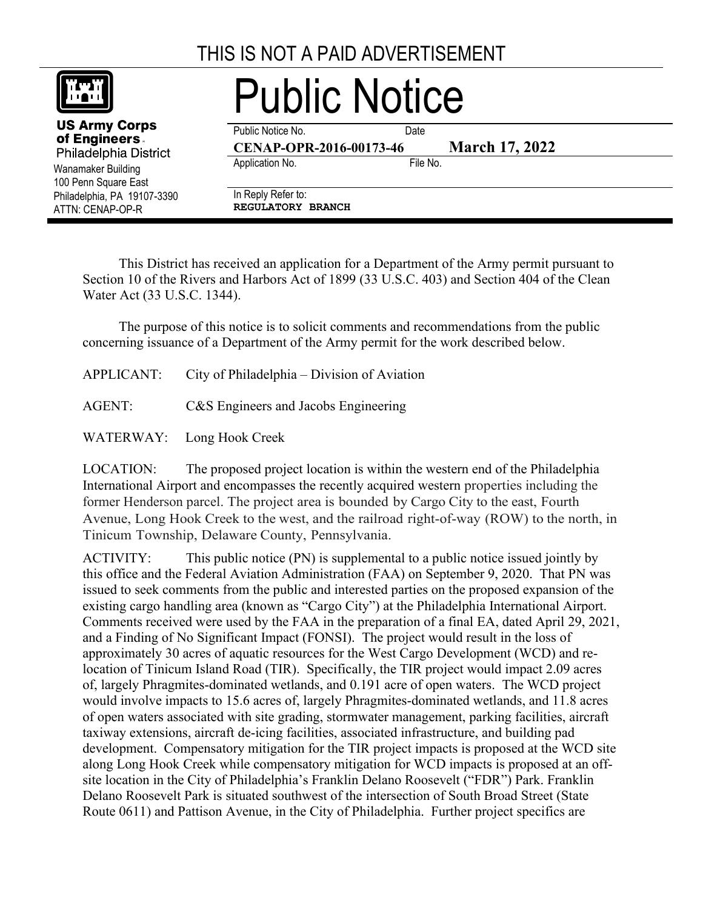THIS IS NOT A PAID ADVERTISEMENT

**US Army Corps of Engineers**
Philadelphia District
Wanamaker Building
100 Penn Square East
Philadelphia, PA 19107-3390
ATTN: CENAP-OP-R

# Public Notice

| Public Notice No. | Date |
| --- | --- |
| **CENAP-OPR-2016-00173-46** | **March 17, 2022** |
| Application No. | File No. |

In Reply Refer to:
**REGULATORY BRANCH**

This District has received an application for a Department of the Army permit pursuant to Section 10 of the Rivers and Harbors Act of 1899 (33 U.S.C. 403) and Section 404 of the Clean Water Act (33 U.S.C. 1344).

The purpose of this notice is to solicit comments and recommendations from the public concerning issuance of a Department of the Army permit for the work described below.

APPLICANT: City of Philadelphia – Division of Aviation

AGENT: C&S Engineers and Jacobs Engineering

WATERWAY: Long Hook Creek

LOCATION: The proposed project location is within the western end of the Philadelphia International Airport and encompasses the recently acquired western properties including the former Henderson parcel. The project area is bounded by Cargo City to the east, Fourth Avenue, Long Hook Creek to the west, and the railroad right-of-way (ROW) to the north, in Tinicum Township, Delaware County, Pennsylvania.

ACTIVITY: This public notice (PN) is supplemental to a public notice issued jointly by this office and the Federal Aviation Administration (FAA) on September 9, 2020. That PN was issued to seek comments from the public and interested parties on the proposed expansion of the existing cargo handling area (known as "Cargo City") at the Philadelphia International Airport. Comments received were used by the FAA in the preparation of a final EA, dated April 29, 2021, and a Finding of No Significant Impact (FONSI). The project would result in the loss of approximately 30 acres of aquatic resources for the West Cargo Development (WCD) and re-location of Tinicum Island Road (TIR). Specifically, the TIR project would impact 2.09 acres of, largely Phragmites-dominated wetlands, and 0.191 acre of open waters. The WCD project would involve impacts to 15.6 acres of, largely Phragmites-dominated wetlands, and 11.8 acres of open waters associated with site grading, stormwater management, parking facilities, aircraft taxiway extensions, aircraft de-icing facilities, associated infrastructure, and building pad development. Compensatory mitigation for the TIR project impacts is proposed at the WCD site along Long Hook Creek while compensatory mitigation for WCD impacts is proposed at an off-site location in the City of Philadelphia's Franklin Delano Roosevelt ("FDR") Park. Franklin Delano Roosevelt Park is situated southwest of the intersection of South Broad Street (State Route 0611) and Pattison Avenue, in the City of Philadelphia. Further project specifics are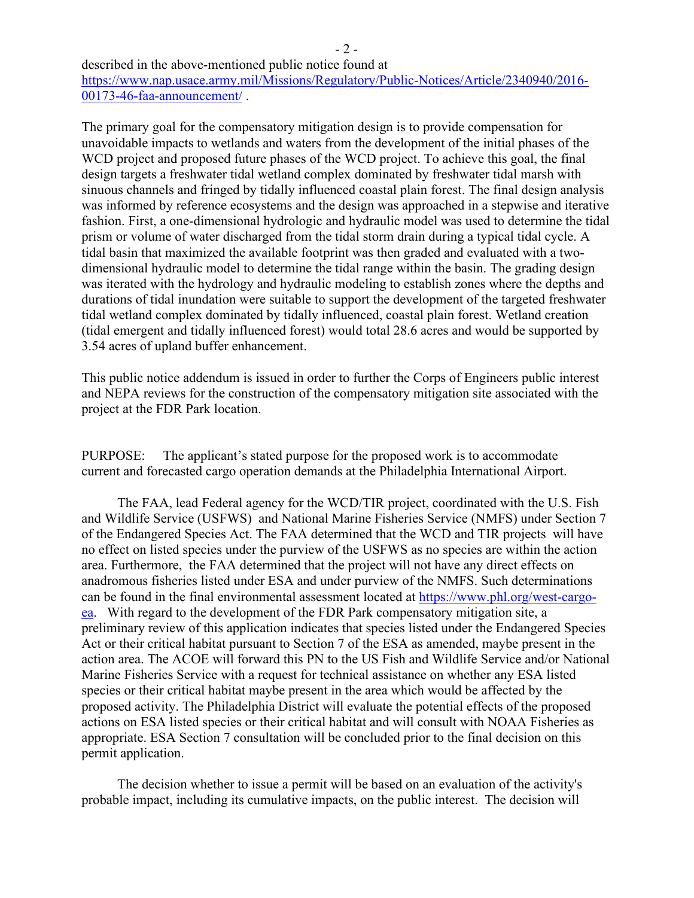described in the above-mentioned public notice found at [https://www.nap.usace.army.mil/Missions/Regulatory/Public-Notices/Article/2340940/2016-00173-46-faa-announcement/](https://www.nap.usace.army.mil/Missions/Regulatory/Public-Notices/Article/2340940/2016-00173-46-faa-announcement/) .

The primary goal for the compensatory mitigation design is to provide compensation for unavoidable impacts to wetlands and waters from the development of the initial phases of the WCD project and proposed future phases of the WCD project. To achieve this goal, the final design targets a freshwater tidal wetland complex dominated by freshwater tidal marsh with sinuous channels and fringed by tidally influenced coastal plain forest. The final design analysis was informed by reference ecosystems and the design was approached in a stepwise and iterative fashion. First, a one-dimensional hydrologic and hydraulic model was used to determine the tidal prism or volume of water discharged from the tidal storm drain during a typical tidal cycle. A tidal basin that maximized the available footprint was then graded and evaluated with a two-dimensional hydraulic model to determine the tidal range within the basin. The grading design was iterated with the hydrology and hydraulic modeling to establish zones where the depths and durations of tidal inundation were suitable to support the development of the targeted freshwater tidal wetland complex dominated by tidally influenced, coastal plain forest. Wetland creation (tidal emergent and tidally influenced forest) would total 28.6 acres and would be supported by 3.54 acres of upland buffer enhancement.

This public notice addendum is issued in order to further the Corps of Engineers public interest and NEPA reviews for the construction of the compensatory mitigation site associated with the project at the FDR Park location.

PURPOSE: The applicant's stated purpose for the proposed work is to accommodate current and forecasted cargo operation demands at the Philadelphia International Airport.

The FAA, lead Federal agency for the WCD/TIR project, coordinated with the U.S. Fish and Wildlife Service (USFWS) and National Marine Fisheries Service (NMFS) under Section 7 of the Endangered Species Act. The FAA determined that the WCD and TIR projects will have no effect on listed species under the purview of the USFWS as no species are within the action area. Furthermore, the FAA determined that the project will not have any direct effects on anadromous fisheries listed under ESA and under purview of the NMFS. Such determinations can be found in the final environmental assessment located at [https://www.phl.org/west-cargo-ea](https://www.phl.org/west-cargo-ea). With regard to the development of the FDR Park compensatory mitigation site, a preliminary review of this application indicates that species listed under the Endangered Species Act or their critical habitat pursuant to Section 7 of the ESA as amended, maybe present in the action area. The ACOE will forward this PN to the US Fish and Wildlife Service and/or National Marine Fisheries Service with a request for technical assistance on whether any ESA listed species or their critical habitat maybe present in the area which would be affected by the proposed activity. The Philadelphia District will evaluate the potential effects of the proposed actions on ESA listed species or their critical habitat and will consult with NOAA Fisheries as appropriate. ESA Section 7 consultation will be concluded prior to the final decision on this permit application.

The decision whether to issue a permit will be based on an evaluation of the activity's probable impact, including its cumulative impacts, on the public interest. The decision will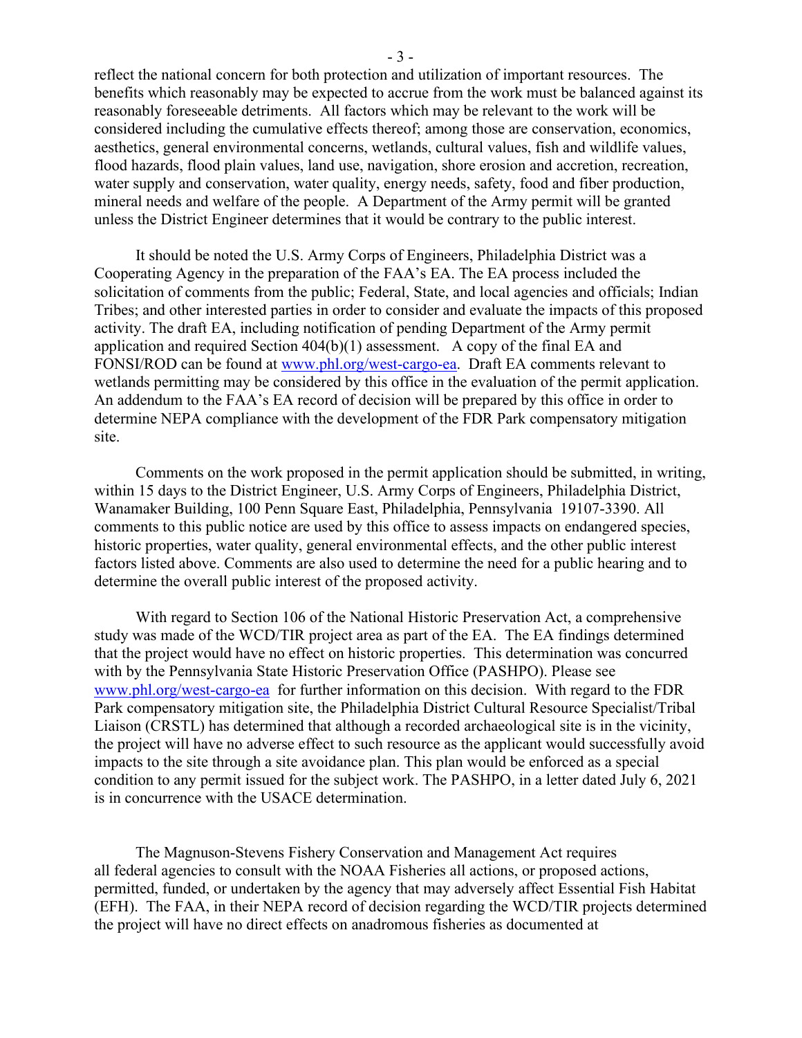reflect the national concern for both protection and utilization of important resources. The benefits which reasonably may be expected to accrue from the work must be balanced against its reasonably foreseeable detriments. All factors which may be relevant to the work will be considered including the cumulative effects thereof; among those are conservation, economics, aesthetics, general environmental concerns, wetlands, cultural values, fish and wildlife values, flood hazards, flood plain values, land use, navigation, shore erosion and accretion, recreation, water supply and conservation, water quality, energy needs, safety, food and fiber production, mineral needs and welfare of the people. A Department of the Army permit will be granted unless the District Engineer determines that it would be contrary to the public interest.

It should be noted the U.S. Army Corps of Engineers, Philadelphia District was a Cooperating Agency in the preparation of the FAA's EA. The EA process included the solicitation of comments from the public; Federal, State, and local agencies and officials; Indian Tribes; and other interested parties in order to consider and evaluate the impacts of this proposed activity. The draft EA, including notification of pending Department of the Army permit application and required Section 404(b)(1) assessment. A copy of the final EA and FONSI/ROD can be found at www.phl.org/west-cargo-ea. Draft EA comments relevant to wetlands permitting may be considered by this office in the evaluation of the permit application. An addendum to the FAA's EA record of decision will be prepared by this office in order to determine NEPA compliance with the development of the FDR Park compensatory mitigation site.

Comments on the work proposed in the permit application should be submitted, in writing, within 15 days to the District Engineer, U.S. Army Corps of Engineers, Philadelphia District, Wanamaker Building, 100 Penn Square East, Philadelphia, Pennsylvania 19107-3390. All comments to this public notice are used by this office to assess impacts on endangered species, historic properties, water quality, general environmental effects, and the other public interest factors listed above. Comments are also used to determine the need for a public hearing and to determine the overall public interest of the proposed activity.

With regard to Section 106 of the National Historic Preservation Act, a comprehensive study was made of the WCD/TIR project area as part of the EA. The EA findings determined that the project would have no effect on historic properties. This determination was concurred with by the Pennsylvania State Historic Preservation Office (PASHPO). Please see www.phl.org/west-cargo-ea for further information on this decision. With regard to the FDR Park compensatory mitigation site, the Philadelphia District Cultural Resource Specialist/Tribal Liaison (CRSTL) has determined that although a recorded archaeological site is in the vicinity, the project will have no adverse effect to such resource as the applicant would successfully avoid impacts to the site through a site avoidance plan. This plan would be enforced as a special condition to any permit issued for the subject work. The PASHPO, in a letter dated July 6, 2021 is in concurrence with the USACE determination.

The Magnuson-Stevens Fishery Conservation and Management Act requires all federal agencies to consult with the NOAA Fisheries all actions, or proposed actions, permitted, funded, or undertaken by the agency that may adversely affect Essential Fish Habitat (EFH). The FAA, in their NEPA record of decision regarding the WCD/TIR projects determined the project will have no direct effects on anadromous fisheries as documented at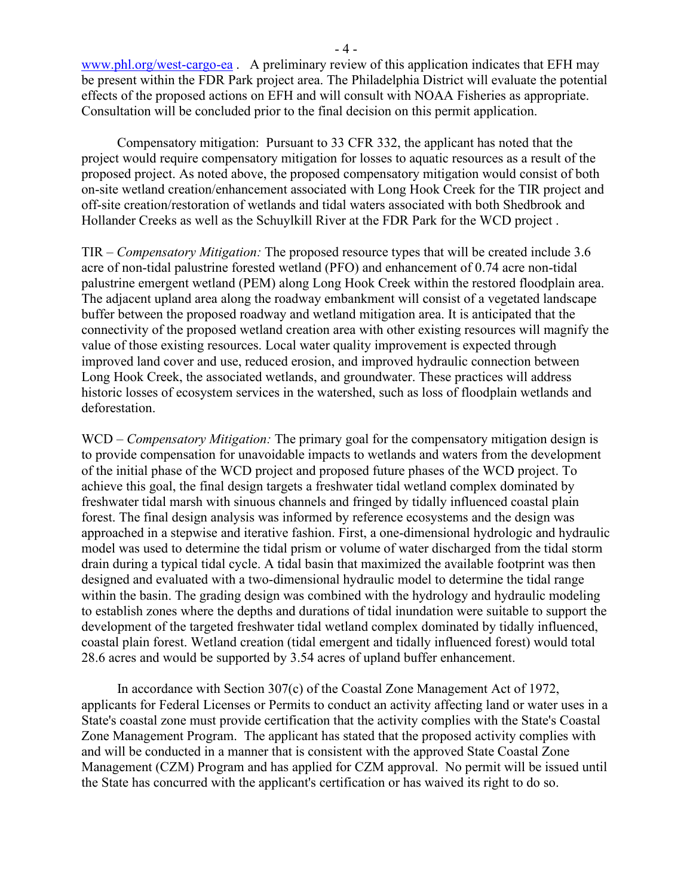[www.phl.org/west-cargo-ea](http://www.phl.org/west-cargo-ea) . A preliminary review of this application indicates that EFH may be present within the FDR Park project area. The Philadelphia District will evaluate the potential effects of the proposed actions on EFH and will consult with NOAA Fisheries as appropriate. Consultation will be concluded prior to the final decision on this permit application.

Compensatory mitigation: Pursuant to 33 CFR 332, the applicant has noted that the project would require compensatory mitigation for losses to aquatic resources as a result of the proposed project. As noted above, the proposed compensatory mitigation would consist of both on-site wetland creation/enhancement associated with Long Hook Creek for the TIR project and off-site creation/restoration of wetlands and tidal waters associated with both Shedbrook and Hollander Creeks as well as the Schuylkill River at the FDR Park for the WCD project .

TIR – *Compensatory Mitigation:* The proposed resource types that will be created include 3.6 acre of non-tidal palustrine forested wetland (PFO) and enhancement of 0.74 acre non-tidal palustrine emergent wetland (PEM) along Long Hook Creek within the restored floodplain area. The adjacent upland area along the roadway embankment will consist of a vegetated landscape buffer between the proposed roadway and wetland mitigation area. It is anticipated that the connectivity of the proposed wetland creation area with other existing resources will magnify the value of those existing resources. Local water quality improvement is expected through improved land cover and use, reduced erosion, and improved hydraulic connection between Long Hook Creek, the associated wetlands, and groundwater. These practices will address historic losses of ecosystem services in the watershed, such as loss of floodplain wetlands and deforestation.

WCD – *Compensatory Mitigation:* The primary goal for the compensatory mitigation design is to provide compensation for unavoidable impacts to wetlands and waters from the development of the initial phase of the WCD project and proposed future phases of the WCD project. To achieve this goal, the final design targets a freshwater tidal wetland complex dominated by freshwater tidal marsh with sinuous channels and fringed by tidally influenced coastal plain forest. The final design analysis was informed by reference ecosystems and the design was approached in a stepwise and iterative fashion. First, a one-dimensional hydrologic and hydraulic model was used to determine the tidal prism or volume of water discharged from the tidal storm drain during a typical tidal cycle. A tidal basin that maximized the available footprint was then designed and evaluated with a two-dimensional hydraulic model to determine the tidal range within the basin. The grading design was combined with the hydrology and hydraulic modeling to establish zones where the depths and durations of tidal inundation were suitable to support the development of the targeted freshwater tidal wetland complex dominated by tidally influenced, coastal plain forest. Wetland creation (tidal emergent and tidally influenced forest) would total 28.6 acres and would be supported by 3.54 acres of upland buffer enhancement.

In accordance with Section 307(c) of the Coastal Zone Management Act of 1972, applicants for Federal Licenses or Permits to conduct an activity affecting land or water uses in a State's coastal zone must provide certification that the activity complies with the State's Coastal Zone Management Program. The applicant has stated that the proposed activity complies with and will be conducted in a manner that is consistent with the approved State Coastal Zone Management (CZM) Program and has applied for CZM approval. No permit will be issued until the State has concurred with the applicant's certification or has waived its right to do so.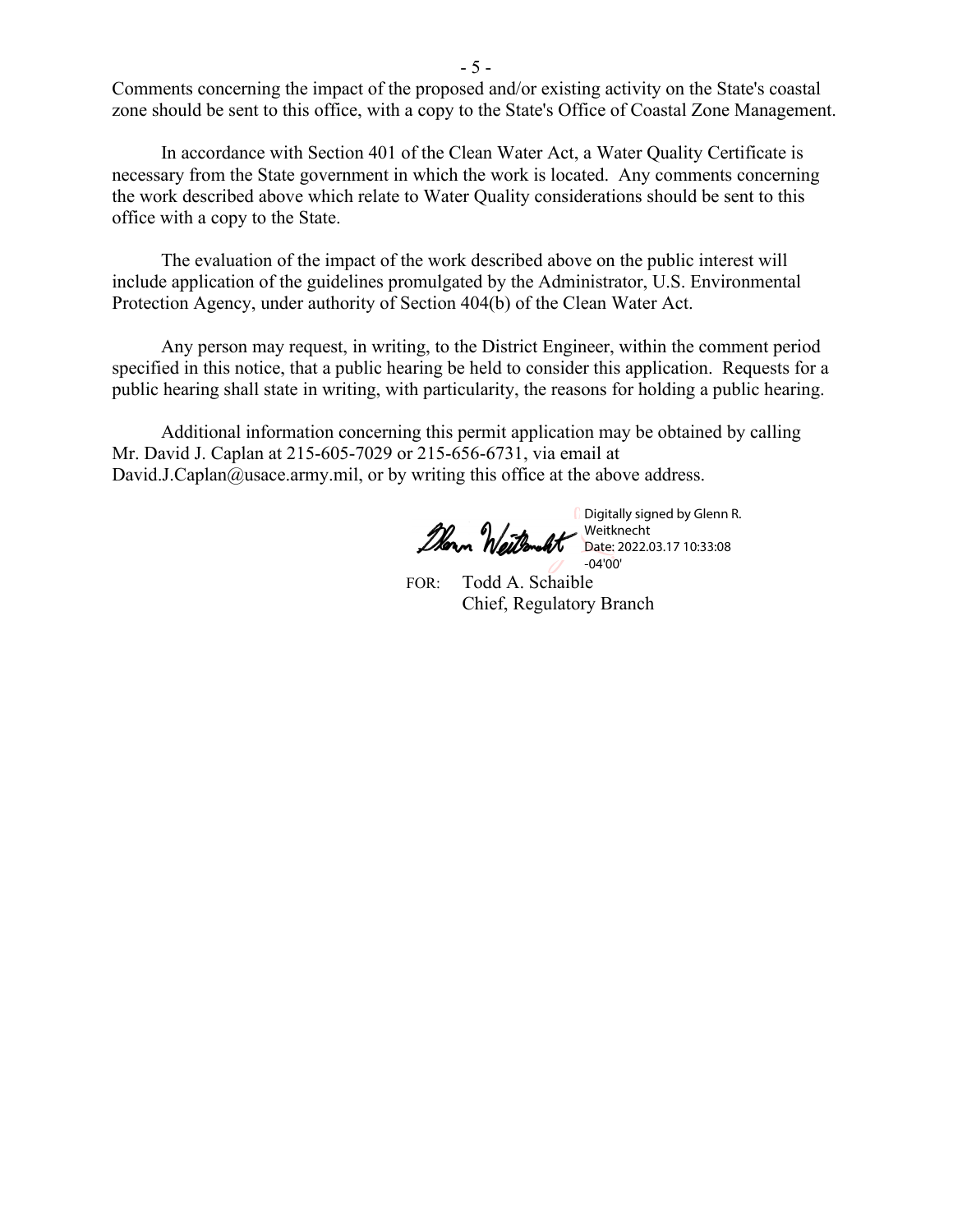Comments concerning the impact of the proposed and/or existing activity on the State's coastal zone should be sent to this office, with a copy to the State's Office of Coastal Zone Management.

In accordance with Section 401 of the Clean Water Act, a Water Quality Certificate is necessary from the State government in which the work is located. Any comments concerning the work described above which relate to Water Quality considerations should be sent to this office with a copy to the State.

The evaluation of the impact of the work described above on the public interest will include application of the guidelines promulgated by the Administrator, U.S. Environmental Protection Agency, under authority of Section 404(b) of the Clean Water Act.

Any person may request, in writing, to the District Engineer, within the comment period specified in this notice, that a public hearing be held to consider this application. Requests for a public hearing shall state in writing, with particularity, the reasons for holding a public hearing.

Additional information concerning this permit application may be obtained by calling Mr. David J. Caplan at 215-605-7029 or 215-656-6731, via email at David.J.Caplan@usace.army.mil, or by writing this office at the above address.

Digitally signed by Glenn R. Weitknecht
Date: 2022.03.17 10:33:08 -04'00'

FOR: Todd A. Schaible
Chief, Regulatory Branch